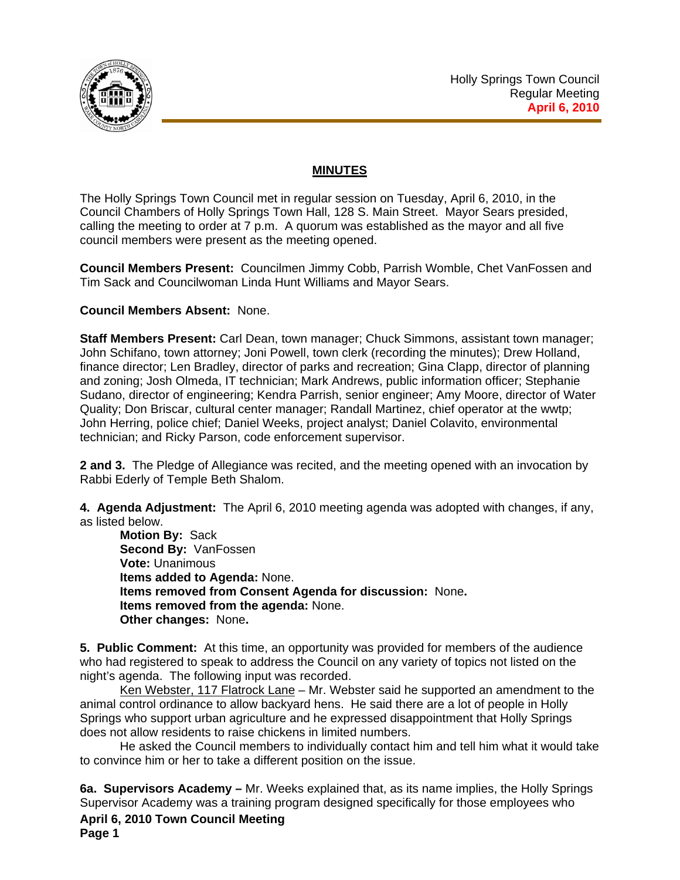Holly Springs Town Council
Regular Meeting
**April 6, 2010**

## MINUTES

The Holly Springs Town Council met in regular session on Tuesday, April 6, 2010, in the Council Chambers of Holly Springs Town Hall, 128 S. Main Street. Mayor Sears presided, calling the meeting to order at 7 p.m. A quorum was established as the mayor and all five council members were present as the meeting opened.

**Council Members Present:** Councilmen Jimmy Cobb, Parrish Womble, Chet VanFossen and Tim Sack and Councilwoman Linda Hunt Williams and Mayor Sears.

**Council Members Absent:** None.

**Staff Members Present:** Carl Dean, town manager; Chuck Simmons, assistant town manager; John Schifano, town attorney; Joni Powell, town clerk (recording the minutes); Drew Holland, finance director; Len Bradley, director of parks and recreation; Gina Clapp, director of planning and zoning; Josh Olmeda, IT technician; Mark Andrews, public information officer; Stephanie Sudano, director of engineering; Kendra Parrish, senior engineer; Amy Moore, director of Water Quality; Don Briscar, cultural center manager; Randall Martinez, chief operator at the wwtp; John Herring, police chief; Daniel Weeks, project analyst; Daniel Colavito, environmental technician; and Ricky Parson, code enforcement supervisor.

**2 and 3.** The Pledge of Allegiance was recited, and the meeting opened with an invocation by Rabbi Ederly of Temple Beth Shalom.

**4. Agenda Adjustment:** The April 6, 2010 meeting agenda was adopted with changes, if any, as listed below.

**Motion By:** Sack
**Second By:** VanFossen
**Vote:** Unanimous
**Items added to Agenda:** None.
**Items removed from Consent Agenda for discussion:** None**.**
**Items removed from the agenda:** None.
**Other changes:** None**.**

**5. Public Comment:** At this time, an opportunity was provided for members of the audience who had registered to speak to address the Council on any variety of topics not listed on the night's agenda. The following input was recorded.

Ken Webster, 117 Flatrock Lane – Mr. Webster said he supported an amendment to the animal control ordinance to allow backyard hens. He said there are a lot of people in Holly Springs who support urban agriculture and he expressed disappointment that Holly Springs does not allow residents to raise chickens in limited numbers.

He asked the Council members to individually contact him and tell him what it would take to convince him or her to take a different position on the issue.

**6a. Supervisors Academy –** Mr. Weeks explained that, as its name implies, the Holly Springs Supervisor Academy was a training program designed specifically for those employees who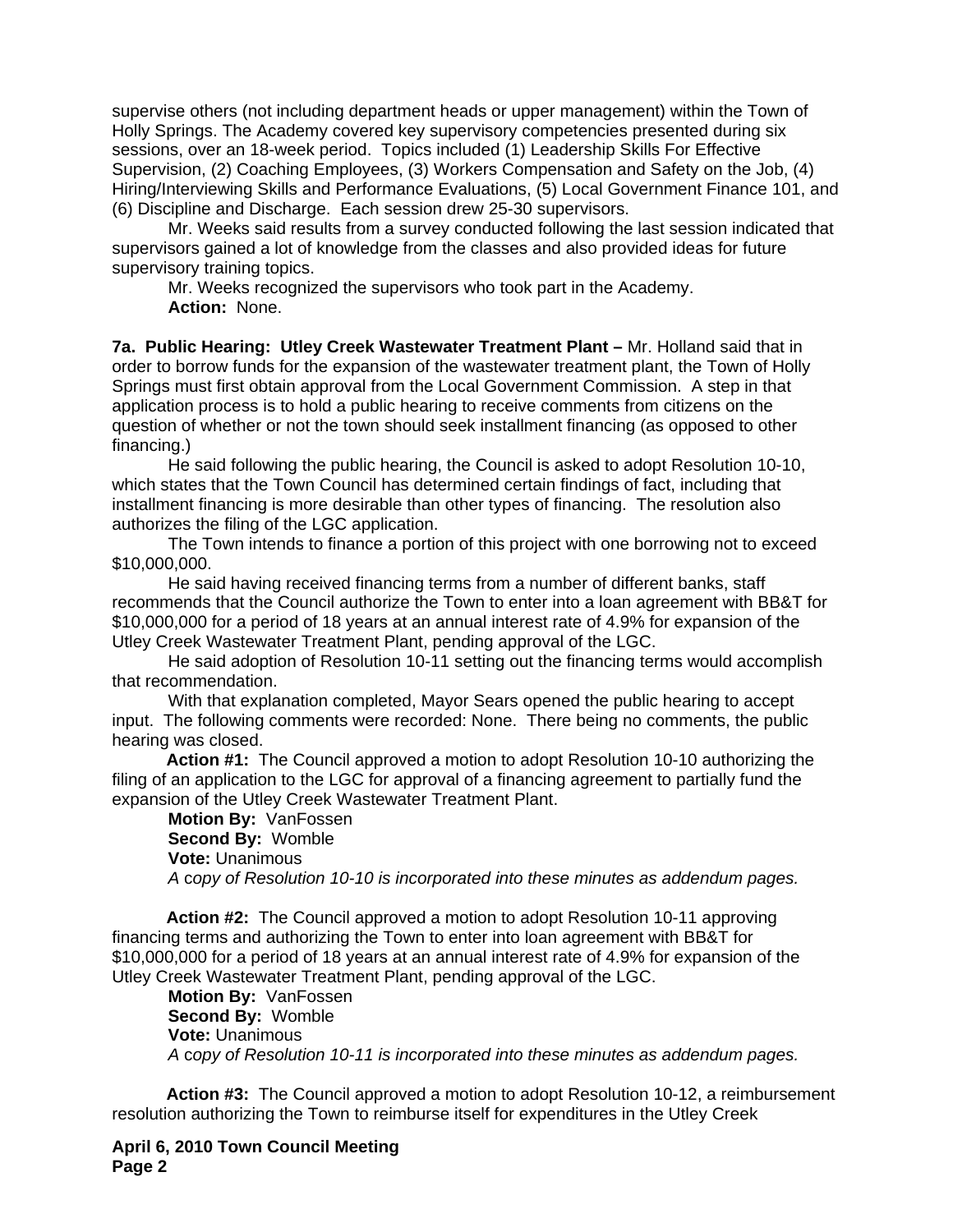supervise others (not including department heads or upper management) within the Town of Holly Springs. The Academy covered key supervisory competencies presented during six sessions, over an 18-week period. Topics included (1) Leadership Skills For Effective Supervision, (2) Coaching Employees, (3) Workers Compensation and Safety on the Job, (4) Hiring/Interviewing Skills and Performance Evaluations, (5) Local Government Finance 101, and (6) Discipline and Discharge. Each session drew 25-30 supervisors.

Mr. Weeks said results from a survey conducted following the last session indicated that supervisors gained a lot of knowledge from the classes and also provided ideas for future supervisory training topics.

Mr. Weeks recognized the supervisors who took part in the Academy.

**Action:** None.

**7a. Public Hearing: Utley Creek Wastewater Treatment Plant –** Mr. Holland said that in order to borrow funds for the expansion of the wastewater treatment plant, the Town of Holly Springs must first obtain approval from the Local Government Commission. A step in that application process is to hold a public hearing to receive comments from citizens on the question of whether or not the town should seek installment financing (as opposed to other financing.)

He said following the public hearing, the Council is asked to adopt Resolution 10-10, which states that the Town Council has determined certain findings of fact, including that installment financing is more desirable than other types of financing. The resolution also authorizes the filing of the LGC application.

The Town intends to finance a portion of this project with one borrowing not to exceed $10,000,000.

He said having received financing terms from a number of different banks, staff recommends that the Council authorize the Town to enter into a loan agreement with BB&T for $10,000,000 for a period of 18 years at an annual interest rate of 4.9% for expansion of the Utley Creek Wastewater Treatment Plant, pending approval of the LGC.

He said adoption of Resolution 10-11 setting out the financing terms would accomplish that recommendation.

With that explanation completed, Mayor Sears opened the public hearing to accept input. The following comments were recorded: None. There being no comments, the public hearing was closed.

**Action #1:** The Council approved a motion to adopt Resolution 10-10 authorizing the filing of an application to the LGC for approval of a financing agreement to partially fund the expansion of the Utley Creek Wastewater Treatment Plant.

**Motion By:** VanFossen
**Second By:** Womble
**Vote:** Unanimous
*A copy of Resolution 10-10 is incorporated into these minutes as addendum pages.*

**Action #2:** The Council approved a motion to adopt Resolution 10-11 approving financing terms and authorizing the Town to enter into loan agreement with BB&T for $10,000,000 for a period of 18 years at an annual interest rate of 4.9% for expansion of the Utley Creek Wastewater Treatment Plant, pending approval of the LGC.

**Motion By:** VanFossen
**Second By:** Womble
**Vote:** Unanimous
*A copy of Resolution 10-11 is incorporated into these minutes as addendum pages.*

**Action #3:** The Council approved a motion to adopt Resolution 10-12, a reimbursement resolution authorizing the Town to reimburse itself for expenditures in the Utley Creek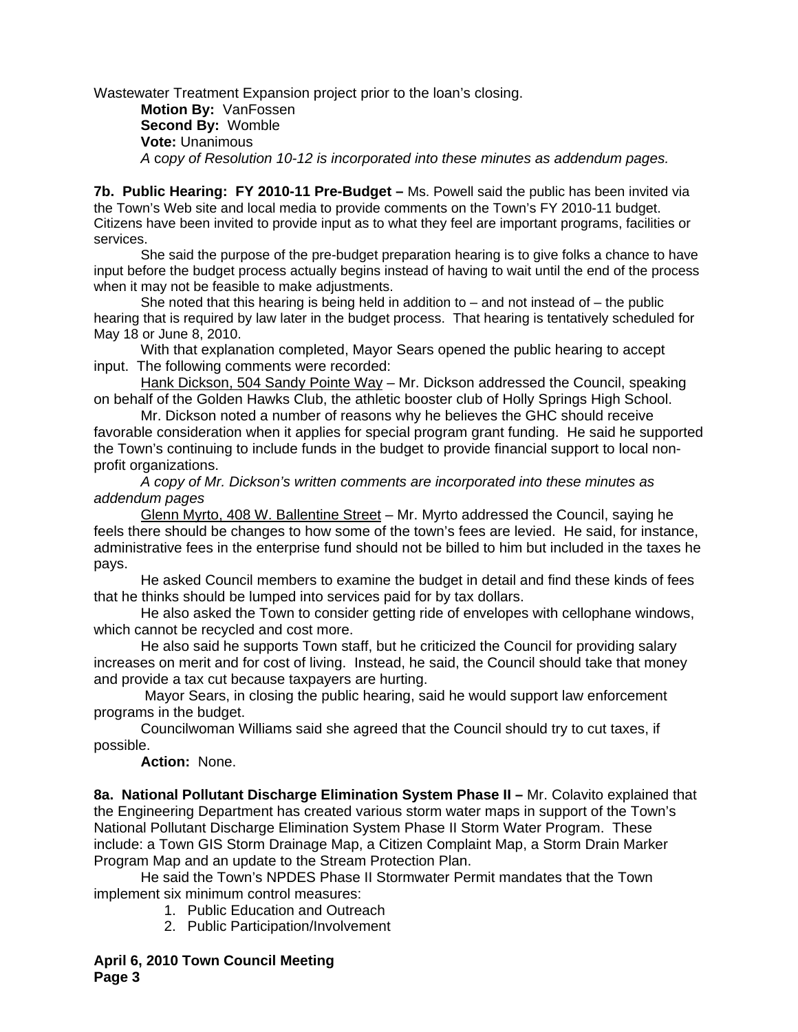Wastewater Treatment Expansion project prior to the loan's closing.

**Motion By:** VanFossen
**Second By:** Womble
**Vote:** Unanimous
*A copy of Resolution 10-12 is incorporated into these minutes as addendum pages.*

**7b. Public Hearing: FY 2010-11 Pre-Budget –** Ms. Powell said the public has been invited via the Town's Web site and local media to provide comments on the Town's FY 2010-11 budget. Citizens have been invited to provide input as to what they feel are important programs, facilities or services.

She said the purpose of the pre-budget preparation hearing is to give folks a chance to have input before the budget process actually begins instead of having to wait until the end of the process when it may not be feasible to make adjustments.

She noted that this hearing is being held in addition to – and not instead of – the public hearing that is required by law later in the budget process. That hearing is tentatively scheduled for May 18 or June 8, 2010.

With that explanation completed, Mayor Sears opened the public hearing to accept input. The following comments were recorded:

Hank Dickson, 504 Sandy Pointe Way – Mr. Dickson addressed the Council, speaking on behalf of the Golden Hawks Club, the athletic booster club of Holly Springs High School.

Mr. Dickson noted a number of reasons why he believes the GHC should receive favorable consideration when it applies for special program grant funding. He said he supported the Town's continuing to include funds in the budget to provide financial support to local non-profit organizations.

*A copy of Mr. Dickson's written comments are incorporated into these minutes as addendum pages*

Glenn Myrto, 408 W. Ballentine Street – Mr. Myrto addressed the Council, saying he feels there should be changes to how some of the town's fees are levied. He said, for instance, administrative fees in the enterprise fund should not be billed to him but included in the taxes he pays.

He asked Council members to examine the budget in detail and find these kinds of fees that he thinks should be lumped into services paid for by tax dollars.

He also asked the Town to consider getting ride of envelopes with cellophane windows, which cannot be recycled and cost more.

He also said he supports Town staff, but he criticized the Council for providing salary increases on merit and for cost of living. Instead, he said, the Council should take that money and provide a tax cut because taxpayers are hurting.

Mayor Sears, in closing the public hearing, said he would support law enforcement programs in the budget.

Councilwoman Williams said she agreed that the Council should try to cut taxes, if possible.

**Action:** None.

**8a. National Pollutant Discharge Elimination System Phase II –** Mr. Colavito explained that the Engineering Department has created various storm water maps in support of the Town's National Pollutant Discharge Elimination System Phase II Storm Water Program. These include: a Town GIS Storm Drainage Map, a Citizen Complaint Map, a Storm Drain Marker Program Map and an update to the Stream Protection Plan.

He said the Town's NPDES Phase II Stormwater Permit mandates that the Town implement six minimum control measures:

1. Public Education and Outreach
2. Public Participation/Involvement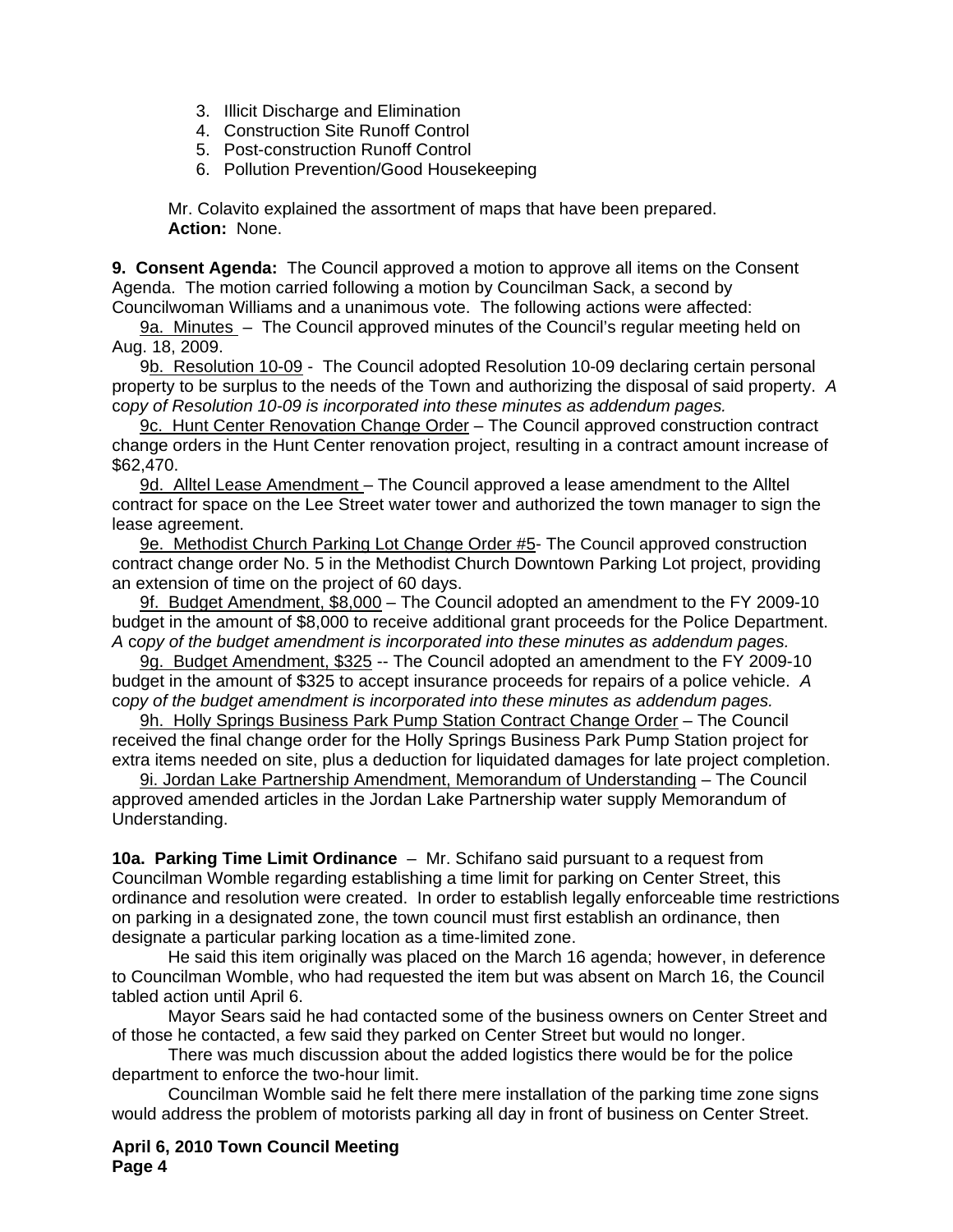3. Illicit Discharge and Elimination
4. Construction Site Runoff Control
5. Post-construction Runoff Control
6. Pollution Prevention/Good Housekeeping

Mr. Colavito explained the assortment of maps that have been prepared.
**Action:** None.

**9. Consent Agenda:** The Council approved a motion to approve all items on the Consent Agenda. The motion carried following a motion by Councilman Sack, a second by Councilwoman Williams and a unanimous vote. The following actions were affected:

9a. Minutes – The Council approved minutes of the Council's regular meeting held on Aug. 18, 2009.

9b. Resolution 10-09 - The Council adopted Resolution 10-09 declaring certain personal property to be surplus to the needs of the Town and authorizing the disposal of said property. *A copy of Resolution 10-09 is incorporated into these minutes as addendum pages.*

9c. Hunt Center Renovation Change Order – The Council approved construction contract change orders in the Hunt Center renovation project, resulting in a contract amount increase of $62,470.

9d. Alltel Lease Amendment – The Council approved a lease amendment to the Alltel contract for space on the Lee Street water tower and authorized the town manager to sign the lease agreement.

9e. Methodist Church Parking Lot Change Order #5- The Council approved construction contract change order No. 5 in the Methodist Church Downtown Parking Lot project, providing an extension of time on the project of 60 days.

9f. Budget Amendment, $8,000 – The Council adopted an amendment to the FY 2009-10 budget in the amount of $8,000 to receive additional grant proceeds for the Police Department. *A copy of the budget amendment is incorporated into these minutes as addendum pages.*

9g. Budget Amendment, $325 -- The Council adopted an amendment to the FY 2009-10 budget in the amount of $325 to accept insurance proceeds for repairs of a police vehicle. *A copy of the budget amendment is incorporated into these minutes as addendum pages.*

9h. Holly Springs Business Park Pump Station Contract Change Order – The Council received the final change order for the Holly Springs Business Park Pump Station project for extra items needed on site, plus a deduction for liquidated damages for late project completion.

9i. Jordan Lake Partnership Amendment, Memorandum of Understanding – The Council approved amended articles in the Jordan Lake Partnership water supply Memorandum of Understanding.

**10a. Parking Time Limit Ordinance** – Mr. Schifano said pursuant to a request from Councilman Womble regarding establishing a time limit for parking on Center Street, this ordinance and resolution were created. In order to establish legally enforceable time restrictions on parking in a designated zone, the town council must first establish an ordinance, then designate a particular parking location as a time-limited zone.

He said this item originally was placed on the March 16 agenda; however, in deference to Councilman Womble, who had requested the item but was absent on March 16, the Council tabled action until April 6.

Mayor Sears said he had contacted some of the business owners on Center Street and of those he contacted, a few said they parked on Center Street but would no longer.

There was much discussion about the added logistics there would be for the police department to enforce the two-hour limit.

Councilman Womble said he felt there mere installation of the parking time zone signs would address the problem of motorists parking all day in front of business on Center Street.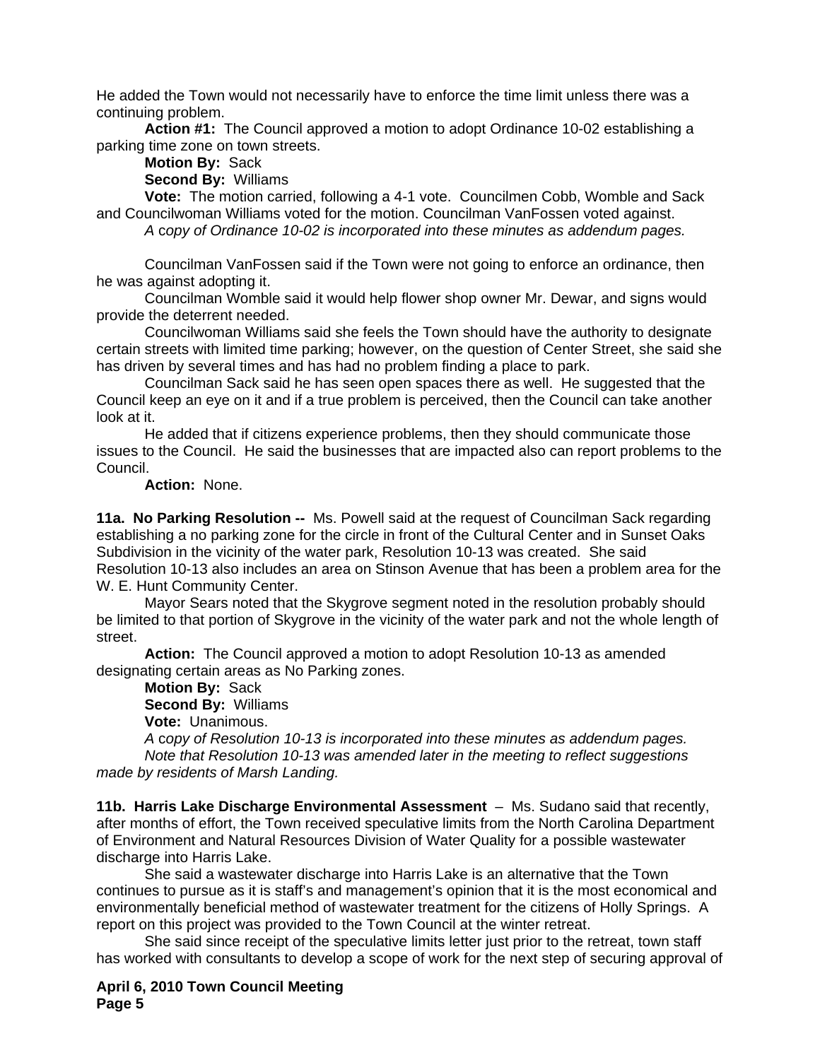He added the Town would not necessarily have to enforce the time limit unless there was a continuing problem.

**Action #1:** The Council approved a motion to adopt Ordinance 10-02 establishing a parking time zone on town streets.

**Motion By:** Sack

**Second By:** Williams

**Vote:** The motion carried, following a 4-1 vote. Councilmen Cobb, Womble and Sack and Councilwoman Williams voted for the motion. Councilman VanFossen voted against.

*A copy of Ordinance 10-02 is incorporated into these minutes as addendum pages.*

Councilman VanFossen said if the Town were not going to enforce an ordinance, then he was against adopting it.

Councilman Womble said it would help flower shop owner Mr. Dewar, and signs would provide the deterrent needed.

Councilwoman Williams said she feels the Town should have the authority to designate certain streets with limited time parking; however, on the question of Center Street, she said she has driven by several times and has had no problem finding a place to park.

Councilman Sack said he has seen open spaces there as well. He suggested that the Council keep an eye on it and if a true problem is perceived, then the Council can take another look at it.

He added that if citizens experience problems, then they should communicate those issues to the Council. He said the businesses that are impacted also can report problems to the Council.

**Action:** None.

**11a. No Parking Resolution --** Ms. Powell said at the request of Councilman Sack regarding establishing a no parking zone for the circle in front of the Cultural Center and in Sunset Oaks Subdivision in the vicinity of the water park, Resolution 10-13 was created. She said Resolution 10-13 also includes an area on Stinson Avenue that has been a problem area for the W. E. Hunt Community Center.

Mayor Sears noted that the Skygrove segment noted in the resolution probably should be limited to that portion of Skygrove in the vicinity of the water park and not the whole length of street.

**Action:** The Council approved a motion to adopt Resolution 10-13 as amended designating certain areas as No Parking zones.

**Motion By:** Sack

**Second By:** Williams

**Vote:** Unanimous.

*A copy of Resolution 10-13 is incorporated into these minutes as addendum pages.*

*Note that Resolution 10-13 was amended later in the meeting to reflect suggestions made by residents of Marsh Landing.*

**11b. Harris Lake Discharge Environmental Assessment** – Ms. Sudano said that recently, after months of effort, the Town received speculative limits from the North Carolina Department of Environment and Natural Resources Division of Water Quality for a possible wastewater discharge into Harris Lake.

She said a wastewater discharge into Harris Lake is an alternative that the Town continues to pursue as it is staff's and management's opinion that it is the most economical and environmentally beneficial method of wastewater treatment for the citizens of Holly Springs. A report on this project was provided to the Town Council at the winter retreat.

She said since receipt of the speculative limits letter just prior to the retreat, town staff has worked with consultants to develop a scope of work for the next step of securing approval of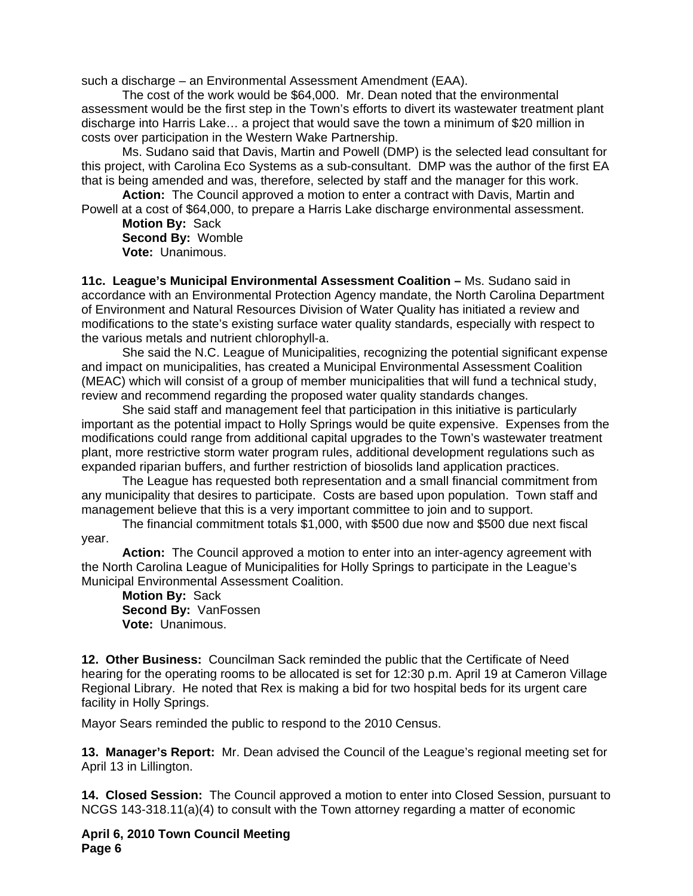such a discharge – an Environmental Assessment Amendment (EAA).

The cost of the work would be $64,000. Mr. Dean noted that the environmental assessment would be the first step in the Town's efforts to divert its wastewater treatment plant discharge into Harris Lake… a project that would save the town a minimum of $20 million in costs over participation in the Western Wake Partnership.

Ms. Sudano said that Davis, Martin and Powell (DMP) is the selected lead consultant for this project, with Carolina Eco Systems as a sub-consultant. DMP was the author of the first EA that is being amended and was, therefore, selected by staff and the manager for this work.

**Action:** The Council approved a motion to enter a contract with Davis, Martin and Powell at a cost of $64,000, to prepare a Harris Lake discharge environmental assessment.

**Motion By:** Sack
**Second By:** Womble
**Vote:** Unanimous.

**11c. League's Municipal Environmental Assessment Coalition –** Ms. Sudano said in accordance with an Environmental Protection Agency mandate, the North Carolina Department of Environment and Natural Resources Division of Water Quality has initiated a review and modifications to the state's existing surface water quality standards, especially with respect to the various metals and nutrient chlorophyll-a.

She said the N.C. League of Municipalities, recognizing the potential significant expense and impact on municipalities, has created a Municipal Environmental Assessment Coalition (MEAC) which will consist of a group of member municipalities that will fund a technical study, review and recommend regarding the proposed water quality standards changes.

She said staff and management feel that participation in this initiative is particularly important as the potential impact to Holly Springs would be quite expensive. Expenses from the modifications could range from additional capital upgrades to the Town's wastewater treatment plant, more restrictive storm water program rules, additional development regulations such as expanded riparian buffers, and further restriction of biosolids land application practices.

The League has requested both representation and a small financial commitment from any municipality that desires to participate. Costs are based upon population. Town staff and management believe that this is a very important committee to join and to support.

The financial commitment totals $1,000, with $500 due now and $500 due next fiscal year.

**Action:** The Council approved a motion to enter into an inter-agency agreement with the North Carolina League of Municipalities for Holly Springs to participate in the League's Municipal Environmental Assessment Coalition.

**Motion By:** Sack
**Second By:** VanFossen
**Vote:** Unanimous.

**12. Other Business:** Councilman Sack reminded the public that the Certificate of Need hearing for the operating rooms to be allocated is set for 12:30 p.m. April 19 at Cameron Village Regional Library. He noted that Rex is making a bid for two hospital beds for its urgent care facility in Holly Springs.

Mayor Sears reminded the public to respond to the 2010 Census.

**13. Manager's Report:** Mr. Dean advised the Council of the League's regional meeting set for April 13 in Lillington.

**14. Closed Session:** The Council approved a motion to enter into Closed Session, pursuant to NCGS 143-318.11(a)(4) to consult with the Town attorney regarding a matter of economic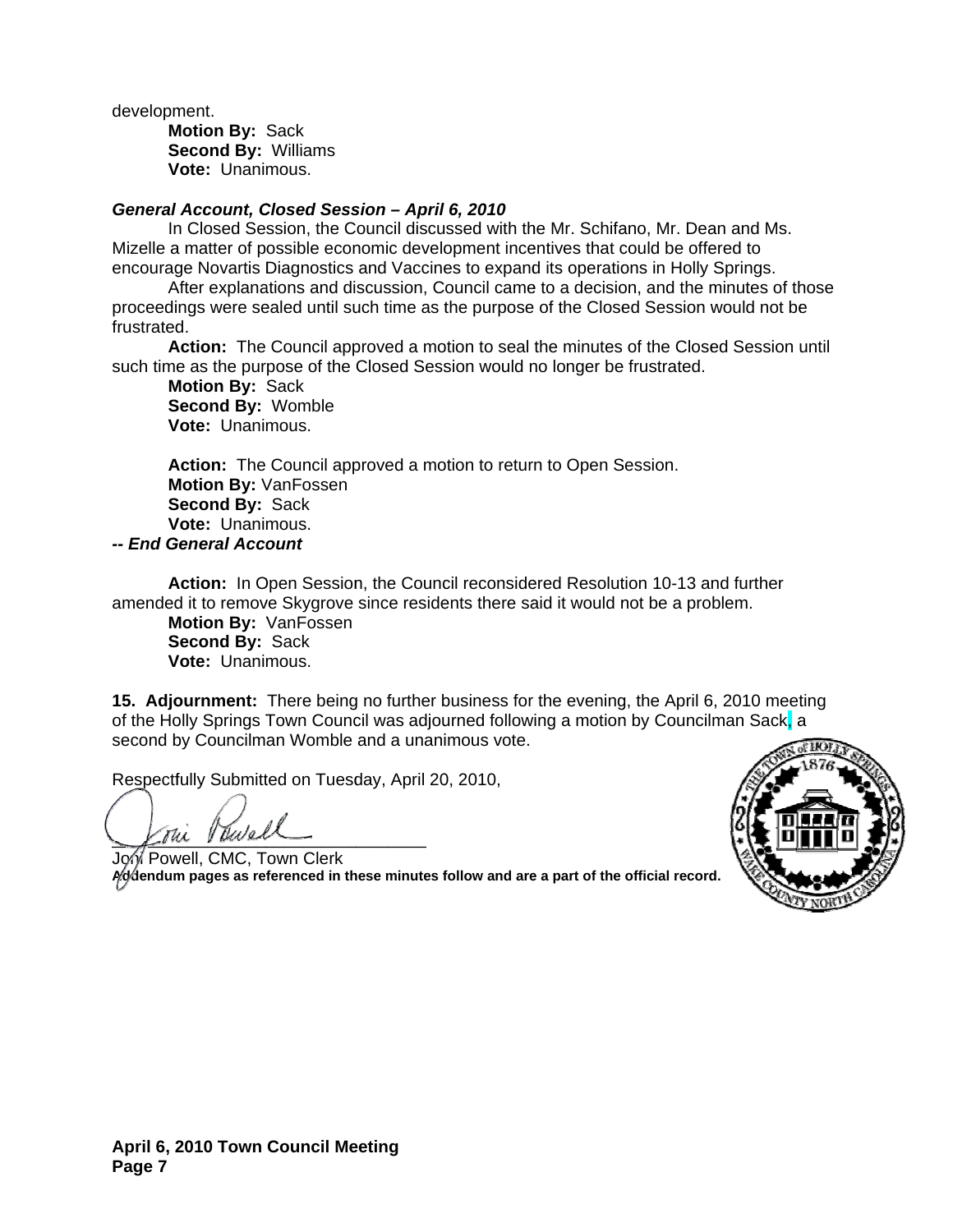development.

**Motion By:** Sack
**Second By:** Williams
**Vote:** Unanimous.

***General Account, Closed Session – April 6, 2010***

In Closed Session, the Council discussed with the Mr. Schifano, Mr. Dean and Ms. Mizelle a matter of possible economic development incentives that could be offered to encourage Novartis Diagnostics and Vaccines to expand its operations in Holly Springs.

After explanations and discussion, Council came to a decision, and the minutes of those proceedings were sealed until such time as the purpose of the Closed Session would not be frustrated.

**Action:** The Council approved a motion to seal the minutes of the Closed Session until such time as the purpose of the Closed Session would no longer be frustrated.

**Motion By:** Sack
**Second By:** Womble
**Vote:** Unanimous.

**Action:** The Council approved a motion to return to Open Session.

**Motion By:** VanFossen
**Second By:** Sack
**Vote:** Unanimous.

***-- End General Account***

**Action:** In Open Session, the Council reconsidered Resolution 10-13 and further amended it to remove Skygrove since residents there said it would not be a problem.

**Motion By:** VanFossen
**Second By:** Sack
**Vote:** Unanimous.

**15. Adjournment:** There being no further business for the evening, the April 6, 2010 meeting of the Holly Springs Town Council was adjourned following a motion by Councilman Sack, a second by Councilman Womble and a unanimous vote.

Respectfully Submitted on Tuesday, April 20, 2010,

Joni Powell, CMC, Town Clerk

**Addendum pages as referenced in these minutes follow and are a part of the official record.**